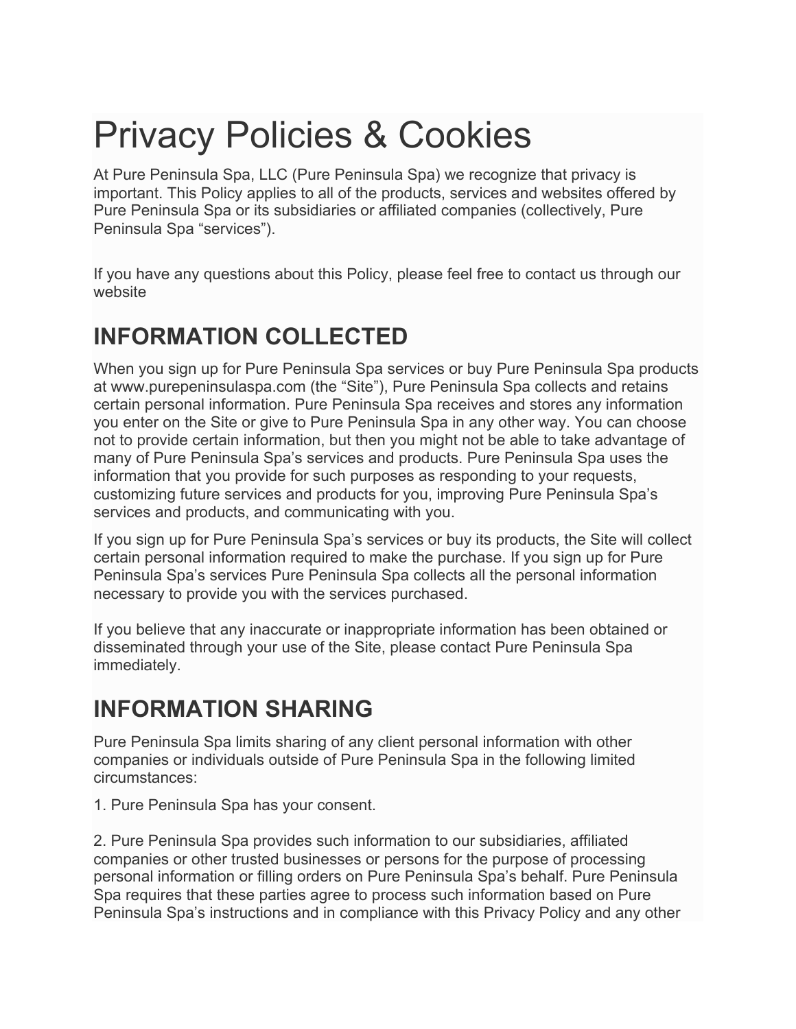# Privacy Policies & Cookies

At Pure Peninsula Spa, LLC (Pure Peninsula Spa) we recognize that privacy is important. This Policy applies to all of the products, services and websites offered by Pure Peninsula Spa or its subsidiaries or affiliated companies (collectively, Pure Peninsula Spa "services").

If you have any questions about this Policy, please feel free to contact us through our website

## INFORMATION COLLECTED

When you sign up for Pure Peninsula Spa services or buy Pure Peninsula Spa products at www.purepeninsulaspa.com (the "Site"), Pure Peninsula Spa collects and retains certain personal information. Pure Peninsula Spa receives and stores any information you enter on the Site or give to Pure Peninsula Spa in any other way. You can choose not to provide certain information, but then you might not be able to take advantage of many of Pure Peninsula Spa's services and products. Pure Peninsula Spa uses the information that you provide for such purposes as responding to your requests, customizing future services and products for you, improving Pure Peninsula Spa's services and products, and communicating with you.

If you sign up for Pure Peninsula Spa's services or buy its products, the Site will collect certain personal information required to make the purchase. If you sign up for Pure Peninsula Spa's services Pure Peninsula Spa collects all the personal information necessary to provide you with the services purchased.

If you believe that any inaccurate or inappropriate information has been obtained or disseminated through your use of the Site, please contact Pure Peninsula Spa immediately.

## INFORMATION SHARING

Pure Peninsula Spa limits sharing of any client personal information with other companies or individuals outside of Pure Peninsula Spa in the following limited circumstances:

1. Pure Peninsula Spa has your consent.

2. Pure Peninsula Spa provides such information to our subsidiaries, affiliated companies or other trusted businesses or persons for the purpose of processing personal information or filling orders on Pure Peninsula Spa's behalf. Pure Peninsula Spa requires that these parties agree to process such information based on Pure Peninsula Spa's instructions and in compliance with this Privacy Policy and any other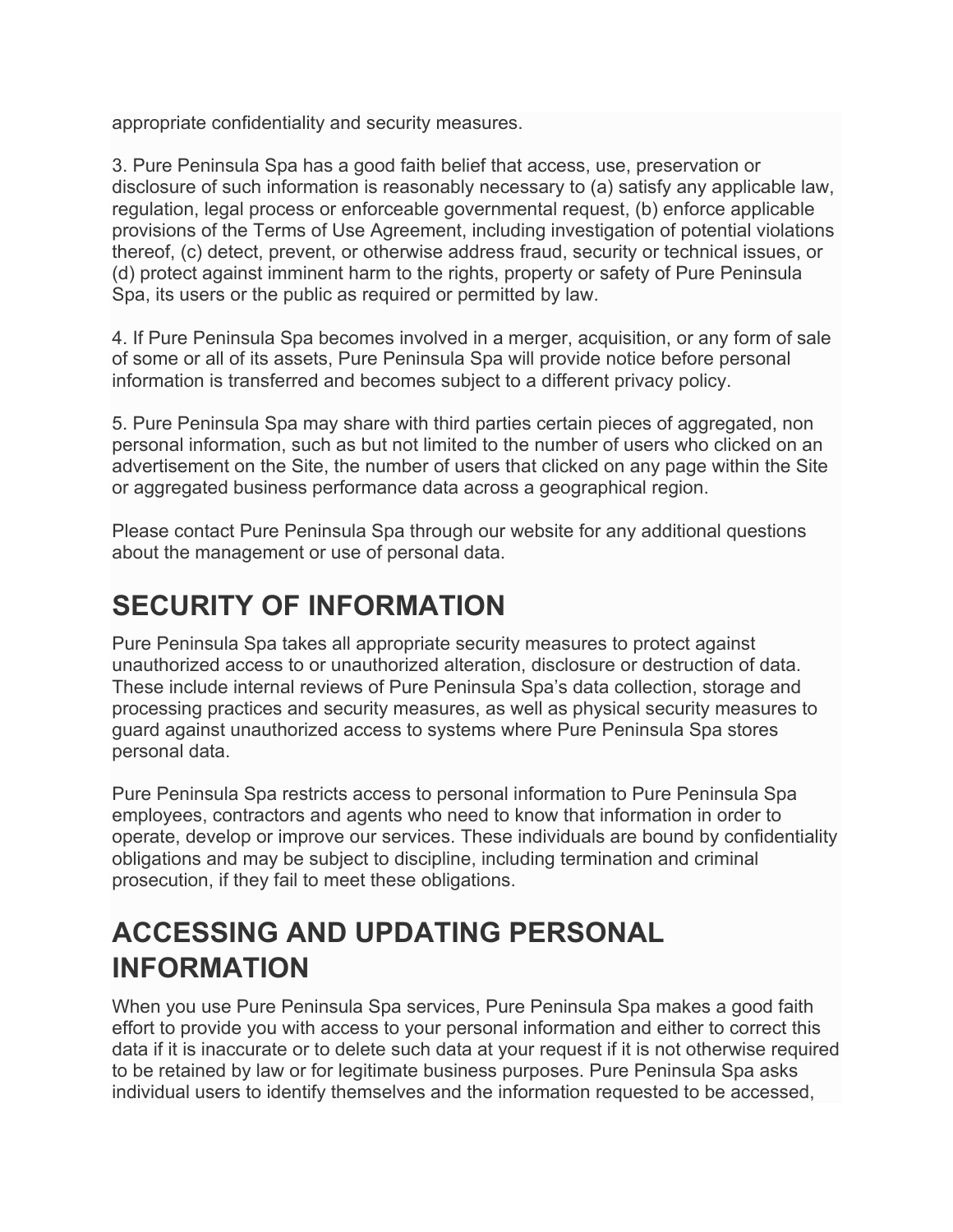appropriate confidentiality and security measures.

3. Pure Peninsula Spa has a good faith belief that access, use, preservation or disclosure of such information is reasonably necessary to (a) satisfy any applicable law, regulation, legal process or enforceable governmental request, (b) enforce applicable provisions of the Terms of Use Agreement, including investigation of potential violations thereof, (c) detect, prevent, or otherwise address fraud, security or technical issues, or (d) protect against imminent harm to the rights, property or safety of Pure Peninsula Spa, its users or the public as required or permitted by law.

4. If Pure Peninsula Spa becomes involved in a merger, acquisition, or any form of sale of some or all of its assets, Pure Peninsula Spa will provide notice before personal information is transferred and becomes subject to a different privacy policy.

5. Pure Peninsula Spa may share with third parties certain pieces of aggregated, non personal information, such as but not limited to the number of users who clicked on an advertisement on the Site, the number of users that clicked on any page within the Site or aggregated business performance data across a geographical region.

Please contact Pure Peninsula Spa through our website for any additional questions about the management or use of personal data.

# SECURITY OF INFORMATION

Pure Peninsula Spa takes all appropriate security measures to protect against unauthorized access to or unauthorized alteration, disclosure or destruction of data. These include internal reviews of Pure Peninsula Spa's data collection, storage and processing practices and security measures, as well as physical security measures to guard against unauthorized access to systems where Pure Peninsula Spa stores personal data.

Pure Peninsula Spa restricts access to personal information to Pure Peninsula Spa employees, contractors and agents who need to know that information in order to operate, develop or improve our services. These individuals are bound by confidentiality obligations and may be subject to discipline, including termination and criminal prosecution, if they fail to meet these obligations.

# ACCESSING AND UPDATING PERSONAL INFORMATION

When you use Pure Peninsula Spa services, Pure Peninsula Spa makes a good faith effort to provide you with access to your personal information and either to correct this data if it is inaccurate or to delete such data at your request if it is not otherwise required to be retained by law or for legitimate business purposes. Pure Peninsula Spa asks individual users to identify themselves and the information requested to be accessed,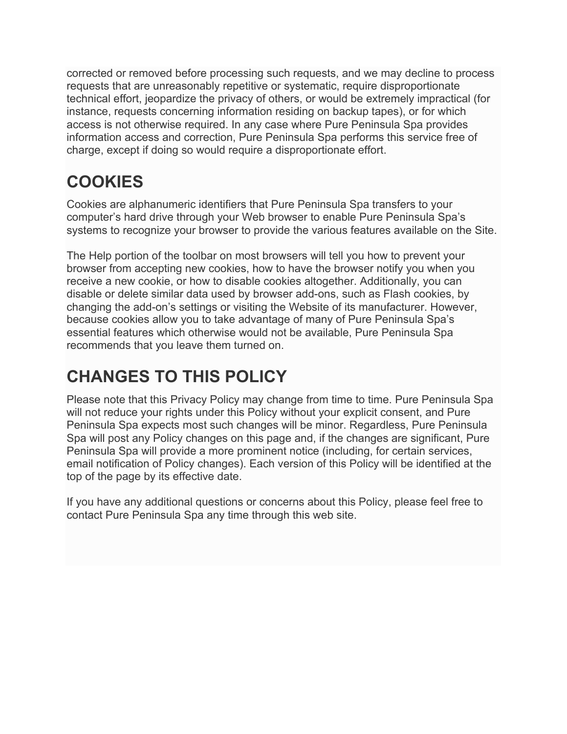corrected or removed before processing such requests, and we may decline to process requests that are unreasonably repetitive or systematic, require disproportionate technical effort, jeopardize the privacy of others, or would be extremely impractical (for instance, requests concerning information residing on backup tapes), or for which access is not otherwise required. In any case where Pure Peninsula Spa provides information access and correction, Pure Peninsula Spa performs this service free of charge, except if doing so would require a disproportionate effort.

## COOKIES

Cookies are alphanumeric identifiers that Pure Peninsula Spa transfers to your computer's hard drive through your Web browser to enable Pure Peninsula Spa's systems to recognize your browser to provide the various features available on the Site.

The Help portion of the toolbar on most browsers will tell you how to prevent your browser from accepting new cookies, how to have the browser notify you when you receive a new cookie, or how to disable cookies altogether. Additionally, you can disable or delete similar data used by browser add-ons, such as Flash cookies, by changing the add-on's settings or visiting the Website of its manufacturer. However, because cookies allow you to take advantage of many of Pure Peninsula Spa's essential features which otherwise would not be available, Pure Peninsula Spa recommends that you leave them turned on.

## CHANGES TO THIS POLICY

Please note that this Privacy Policy may change from time to time. Pure Peninsula Spa will not reduce your rights under this Policy without your explicit consent, and Pure Peninsula Spa expects most such changes will be minor. Regardless, Pure Peninsula Spa will post any Policy changes on this page and, if the changes are significant, Pure Peninsula Spa will provide a more prominent notice (including, for certain services, email notification of Policy changes). Each version of this Policy will be identified at the top of the page by its effective date.

If you have any additional questions or concerns about this Policy, please feel free to contact Pure Peninsula Spa any time through this web site.